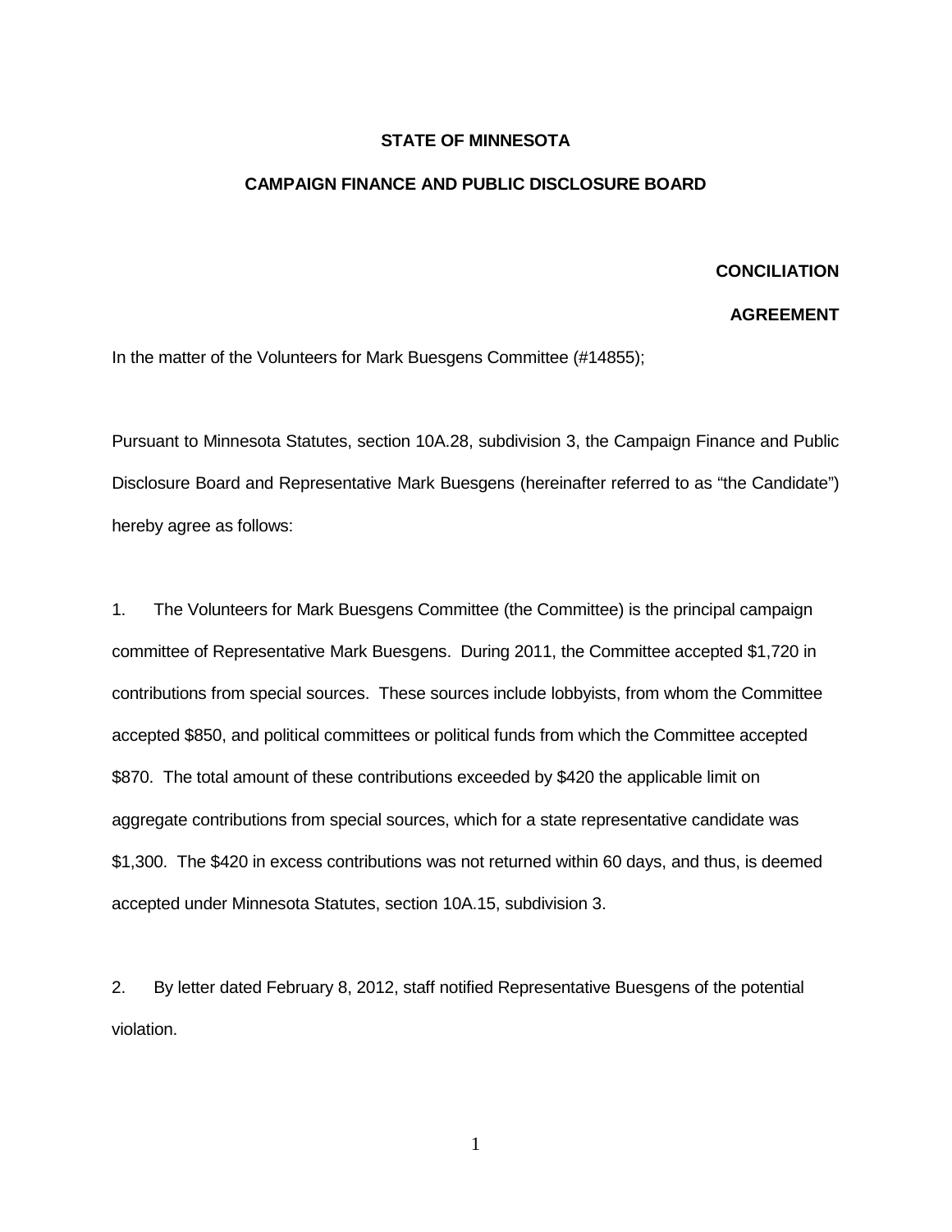**STATE OF MINNESOTA**

**CAMPAIGN FINANCE AND PUBLIC DISCLOSURE BOARD**

**CONCILIATION AGREEMENT**

In the matter of the Volunteers for Mark Buesgens Committee (#14855);

Pursuant to Minnesota Statutes, section 10A.28, subdivision 3, the Campaign Finance and Public Disclosure Board and Representative Mark Buesgens (hereinafter referred to as "the Candidate") hereby agree as follows:

1. The Volunteers for Mark Buesgens Committee (the Committee) is the principal campaign committee of Representative Mark Buesgens. During 2011, the Committee accepted $1,720 in contributions from special sources. These sources include lobbyists, from whom the Committee accepted $850, and political committees or political funds from which the Committee accepted $870. The total amount of these contributions exceeded by $420 the applicable limit on aggregate contributions from special sources, which for a state representative candidate was $1,300. The $420 in excess contributions was not returned within 60 days, and thus, is deemed accepted under Minnesota Statutes, section 10A.15, subdivision 3.

2. By letter dated February 8, 2012, staff notified Representative Buesgens of the potential violation.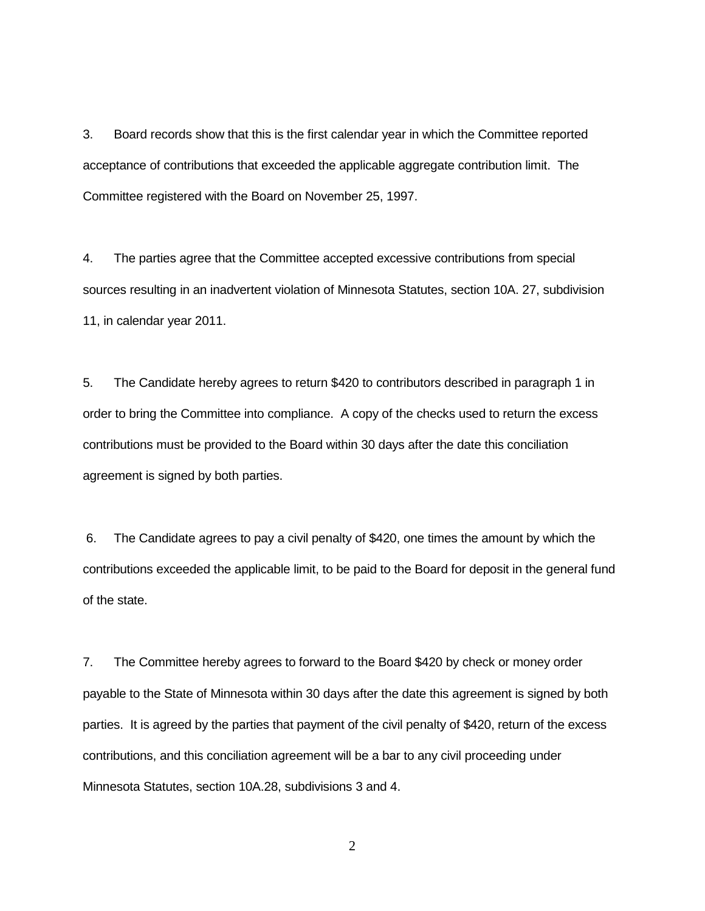3. Board records show that this is the first calendar year in which the Committee reported acceptance of contributions that exceeded the applicable aggregate contribution limit. The Committee registered with the Board on November 25, 1997.

4. The parties agree that the Committee accepted excessive contributions from special sources resulting in an inadvertent violation of Minnesota Statutes, section 10A. 27, subdivision 11, in calendar year 2011.

5. The Candidate hereby agrees to return $420 to contributors described in paragraph 1 in order to bring the Committee into compliance. A copy of the checks used to return the excess contributions must be provided to the Board within 30 days after the date this conciliation agreement is signed by both parties.

6. The Candidate agrees to pay a civil penalty of $420, one times the amount by which the contributions exceeded the applicable limit, to be paid to the Board for deposit in the general fund of the state.

7. The Committee hereby agrees to forward to the Board $420 by check or money order payable to the State of Minnesota within 30 days after the date this agreement is signed by both parties. It is agreed by the parties that payment of the civil penalty of $420, return of the excess contributions, and this conciliation agreement will be a bar to any civil proceeding under Minnesota Statutes, section 10A.28, subdivisions 3 and 4.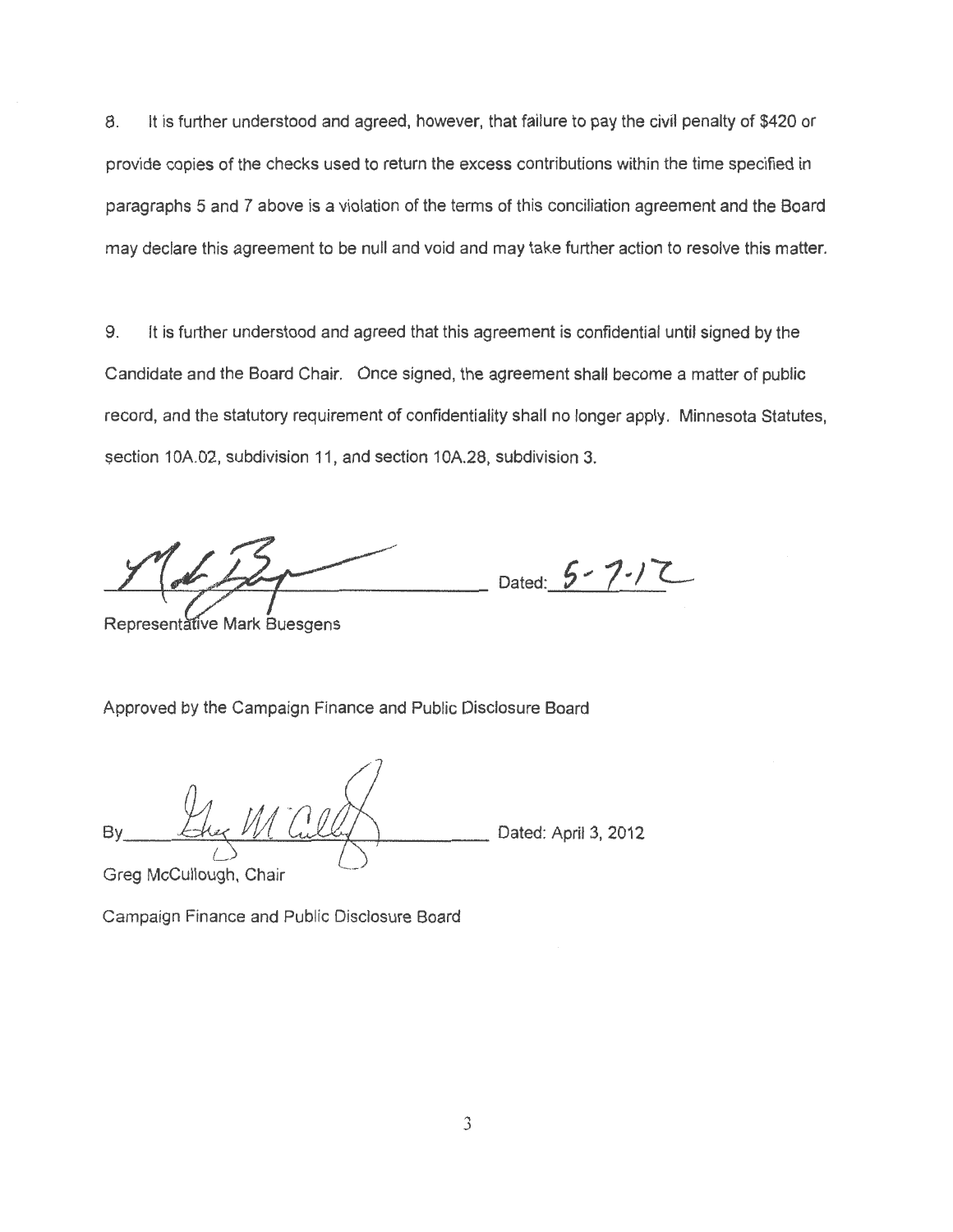8. It is further understood and agreed, however, that failure to pay the civil penalty of $420 or provide copies of the checks used to return the excess contributions within the time specified in paragraphs 5 and 7 above is a violation of the terms of this conciliation agreement and the Board may declare this agreement to be null and void and may take further action to resolve this matter.

9. It is further understood and agreed that this agreement is confidential until signed by the Candidate and the Board Chair. Once signed, the agreement shall become a matter of public record, and the statutory requirement of confidentiality shall no longer apply. Minnesota Statutes, section 10A.02, subdivision 11, and section 10A.28, subdivision 3.

\_\_\_\_\_\_\_\_\_\_\_\_\_\_\_\_\_\_\_\_\_\_\_\_\_\_\_\_\_\_ Dated: 5-7-12

Representative Mark Buesgens

Approved by the Campaign Finance and Public Disclosure Board

By\_\_\_\_\_\_\_\_\_\_\_\_\_\_\_\_\_\_\_\_\_\_\_\_\_\_\_\_\_\_ Dated: April 3, 2012

Greg McCullough, Chair

Campaign Finance and Public Disclosure Board